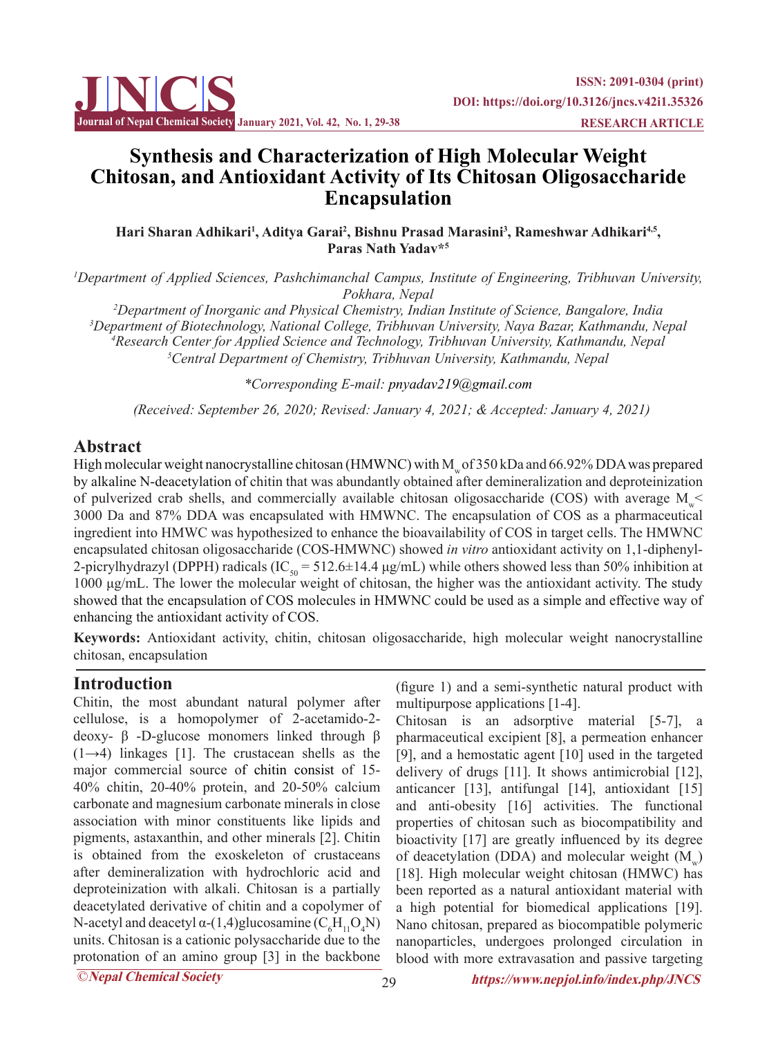# Synthesis and Characterization of High Molecular Weight Chitosan, and Antioxidant Activity of Its Chitosan Oligosaccharide Encapsulation

**Hari Sharan Adhikari[1], Aditya Garai[2], Bishnu Prasad Marasini[3], Rameshwar Adhikari[4,5], Paras Nath Yadav*[5]**

*[1]Department of Applied Sciences, Pashchimanchal Campus, Institute of Engineering, Tribhuvan University, Pokhara, Nepal*
*[2]Department of Inorganic and Physical Chemistry, Indian Institute of Science, Bangalore, India*
*[3]Department of Biotechnology, National College, Tribhuvan University, Naya Bazar, Kathmandu, Nepal*
*[4]Research Center for Applied Science and Technology, Tribhuvan University, Kathmandu, Nepal*
*[5]Central Department of Chemistry, Tribhuvan University, Kathmandu, Nepal*

*\*Corresponding E-mail: pnyadav219@gmail.com*

*(Received: September 26, 2020; Revised: January 4, 2021; & Accepted: January 4, 2021)*

## Abstract

High molecular weight nanocrystalline chitosan (HMWNC) with $M_w$ of 350 kDa and 66.92% DDA was prepared by alkaline N-deacetylation of chitin that was abundantly obtained after demineralization and deproteinization of pulverized crab shells, and commercially available chitosan oligosaccharide (COS) with average $M_w$ < 3000 Da and 87% DDA was encapsulated with HMWNC. The encapsulation of COS as a pharmaceutical ingredient into HMWC was hypothesized to enhance the bioavailability of COS in target cells. The HMWNC encapsulated chitosan oligosaccharide (COS-HMWNC) showed *in vitro* antioxidant activity on 1,1-diphenyl-2-picrylhydrazyl (DPPH) radicals ($IC_{50}$ = 512.6±14.4 μg/mL) while others showed less than 50% inhibition at 1000 μg/mL. The lower the molecular weight of chitosan, the higher was the antioxidant activity. The study showed that the encapsulation of COS molecules in HMWNC could be used as a simple and effective way of enhancing the antioxidant activity of COS.

**Keywords:** Antioxidant activity, chitin, chitosan oligosaccharide, high molecular weight nanocrystalline chitosan, encapsulation

## Introduction

Chitin, the most abundant natural polymer after cellulose, is a homopolymer of 2-acetamido-2-deoxy- β -D-glucose monomers linked through β (1→4) linkages [1]. The crustacean shells as the major commercial source of chitin consist of 15-40% chitin, 20-40% protein, and 20-50% calcium carbonate and magnesium carbonate minerals in close association with minor constituents like lipids and pigments, astaxanthin, and other minerals [2]. Chitin is obtained from the exoskeleton of crustaceans after demineralization with hydrochloric acid and deproteinization with alkali. Chitosan is a partially deacetylated derivative of chitin and a copolymer of N-acetyl and deacetyl α-(1,4)glucosamine ($C_6H_{11}O_4N$) units. Chitosan is a cationic polysaccharide due to the protonation of an amino group [3] in the backbone (figure 1) and a semi-synthetic natural product with multipurpose applications [1-4].

Chitosan is an adsorptive material [5-7], a pharmaceutical excipient [8], a permeation enhancer [9], and a hemostatic agent [10] used in the targeted delivery of drugs [11]. It shows antimicrobial [12], anticancer [13], antifungal [14], antioxidant [15] and anti-obesity [16] activities. The functional properties of chitosan such as biocompatibility and bioactivity [17] are greatly influenced by its degree of deacetylation (DDA) and molecular weight ($M_w$) [18]. High molecular weight chitosan (HMWC) has been reported as a natural antioxidant material with a high potential for biomedical applications [19]. Nano chitosan, prepared as biocompatible polymeric nanoparticles, undergoes prolonged circulation in blood with more extravasation and passive targeting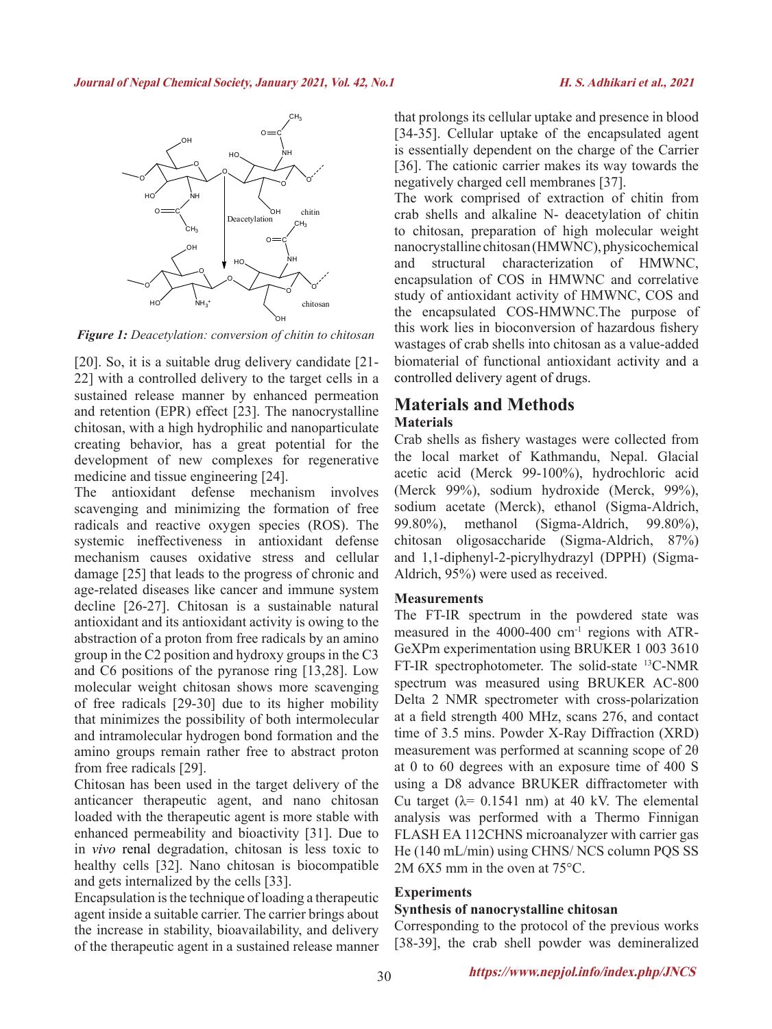*Figure 1: Deacetylation: conversion of chitin to chitosan*

[20]. So, it is a suitable drug delivery candidate [21-22] with a controlled delivery to the target cells in a sustained release manner by enhanced permeation and retention (EPR) effect [23]. The nanocrystalline chitosan, with a high hydrophilic and nanoparticulate creating behavior, has a great potential for the development of new complexes for regenerative medicine and tissue engineering [24].

The antioxidant defense mechanism involves scavenging and minimizing the formation of free radicals and reactive oxygen species (ROS). The systemic ineffectiveness in antioxidant defense mechanism causes oxidative stress and cellular damage [25] that leads to the progress of chronic and age-related diseases like cancer and immune system decline [26-27]. Chitosan is a sustainable natural antioxidant and its antioxidant activity is owing to the abstraction of a proton from free radicals by an amino group in the C2 position and hydroxy groups in the C3 and C6 positions of the pyranose ring [13,28]. Low molecular weight chitosan shows more scavenging of free radicals [29-30] due to its higher mobility that minimizes the possibility of both intermolecular and intramolecular hydrogen bond formation and the amino groups remain rather free to abstract proton from free radicals [29].

Chitosan has been used in the target delivery of the anticancer therapeutic agent, and nano chitosan loaded with the therapeutic agent is more stable with enhanced permeability and bioactivity [31]. Due to in *vivo* renal degradation, chitosan is less toxic to healthy cells [32]. Nano chitosan is biocompatible and gets internalized by the cells [33].

Encapsulation is the technique of loading a therapeutic agent inside a suitable carrier. The carrier brings about the increase in stability, bioavailability, and delivery of the therapeutic agent in a sustained release manner that prolongs its cellular uptake and presence in blood [34-35]. Cellular uptake of the encapsulated agent is essentially dependent on the charge of the Carrier [36]. The cationic carrier makes its way towards the negatively charged cell membranes [37].

The work comprised of extraction of chitin from crab shells and alkaline N- deacetylation of chitin to chitosan, preparation of high molecular weight nanocrystalline chitosan (HMWNC), physicochemical and structural characterization of HMWNC, encapsulation of COS in HMWNC and correlative study of antioxidant activity of HMWNC, COS and the encapsulated COS-HMWNC.The purpose of this work lies in bioconversion of hazardous fishery wastages of crab shells into chitosan as a value-added biomaterial of functional antioxidant activity and a controlled delivery agent of drugs.

## Materials and Methods

### Materials

Crab shells as fishery wastages were collected from the local market of Kathmandu, Nepal. Glacial acetic acid (Merck 99-100%), hydrochloric acid (Merck 99%), sodium hydroxide (Merck, 99%), sodium acetate (Merck), ethanol (Sigma-Aldrich, 99.80%), methanol (Sigma-Aldrich, 99.80%), chitosan oligosaccharide (Sigma-Aldrich, 87%) and 1,1-diphenyl-2-picrylhydrazyl (DPPH) (Sigma-Aldrich, 95%) were used as received.

### Measurements

The FT-IR spectrum in the powdered state was measured in the 4000-400 $cm^{-1}$ regions with ATR-GeXPm experimentation using BRUKER 1 003 3610 FT-IR spectrophotometer. The solid-state $^{13}C$-NMR spectrum was measured using BRUKER AC-800 Delta 2 NMR spectrometer with cross-polarization at a field strength 400 MHz, scans 276, and contact time of 3.5 mins. Powder X-Ray Diffraction (XRD) measurement was performed at scanning scope of 2θ at 0 to 60 degrees with an exposure time of 400 S using a D8 advance BRUKER diffractometer with Cu target ($\lambda$= 0.1541 nm) at 40 kV. The elemental analysis was performed with a Thermo Finnigan FLASH EA 112CHNS microanalyzer with carrier gas He (140 mL/min) using CHNS/ NCS column PQS SS 2M 6X5 mm in the oven at 75°C.

### Experiments

#### Synthesis of nanocrystalline chitosan

Corresponding to the protocol of the previous works [38-39], the crab shell powder was demineralized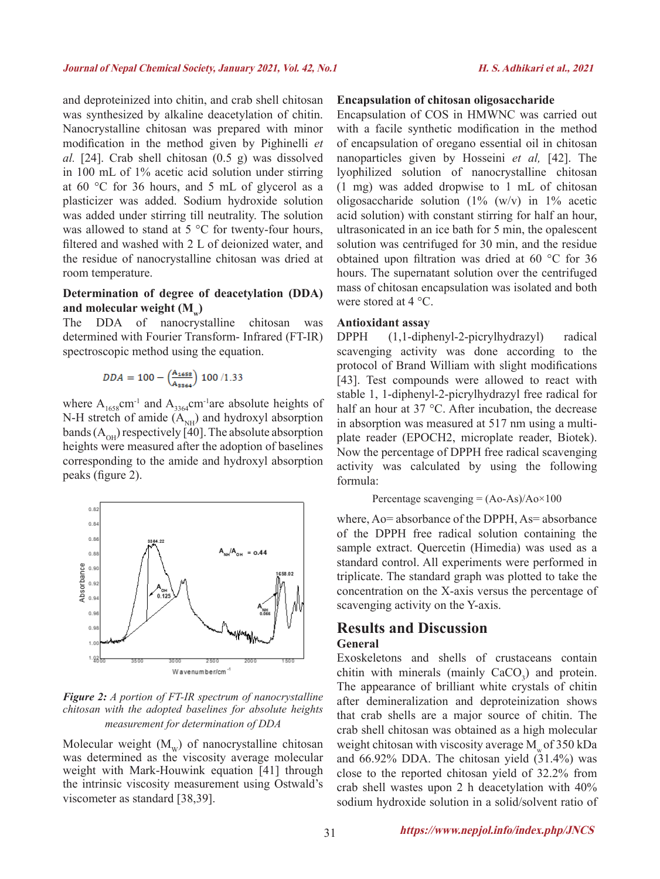and deproteinized into chitin, and crab shell chitosan was synthesized by alkaline deacetylation of chitin. Nanocrystalline chitosan was prepared with minor modification in the method given by Pighinelli *et al.* [24]. Crab shell chitosan (0.5 g) was dissolved in 100 mL of 1% acetic acid solution under stirring at 60 °C for 36 hours, and 5 mL of glycerol as a plasticizer was added. Sodium hydroxide solution was added under stirring till neutrality. The solution was allowed to stand at 5 °C for twenty-four hours, filtered and washed with 2 L of deionized water, and the residue of nanocrystalline chitosan was dried at room temperature.

### Determination of degree of deacetylation (DDA) and molecular weight ($M_w$)

The DDA of nanocrystalline chitosan was determined with Fourier Transform- Infrared (FT-IR) spectroscopic method using the equation.

$$DDA = 100 - \left(\frac{A_{1658}}{A_{3364}}\right) 100 / 1.33$$

where $A_{1658}$cm$^{-1}$ and $A_{3364}$cm$^{-1}$are absolute heights of N-H stretch of amide ($A_{NH}$) and hydroxyl absorption bands ($A_{OH}$) respectively [40]. The absolute absorption heights were measured after the adoption of baselines corresponding to the amide and hydroxyl absorption peaks (figure 2).

*Figure 2: A portion of FT-IR spectrum of nanocrystalline chitosan with the adopted baselines for absolute heights measurement for determination of DDA*

Molecular weight ($M_W$) of nanocrystalline chitosan was determined as the viscosity average molecular weight with Mark-Houwink equation [41] through the intrinsic viscosity measurement using Ostwald's viscometer as standard [38,39].

### Encapsulation of chitosan oligosaccharide

Encapsulation of COS in HMWNC was carried out with a facile synthetic modification in the method of encapsulation of oregano essential oil in chitosan nanoparticles given by Hosseini *et al,* [42]. The lyophilized solution of nanocrystalline chitosan (1 mg) was added dropwise to 1 mL of chitosan oligosaccharide solution (1% (w/v) in 1% acetic acid solution) with constant stirring for half an hour, ultrasonicated in an ice bath for 5 min, the opalescent solution was centrifuged for 30 min, and the residue obtained upon filtration was dried at 60 °C for 36 hours. The supernatant solution over the centrifuged mass of chitosan encapsulation was isolated and both were stored at 4 °C.

### Antioxidant assay

DPPH (1,1-diphenyl-2-picrylhydrazyl) radical scavenging activity was done according to the protocol of Brand William with slight modifications [43]. Test compounds were allowed to react with stable 1, 1-diphenyl-2-picrylhydrazyl free radical for half an hour at 37 °C. After incubation, the decrease in absorption was measured at 517 nm using a multi-plate reader (EPOCH2, microplate reader, Biotek). Now the percentage of DPPH free radical scavenging activity was calculated by using the following formula:

$$\text{Percentage scavenging} = (Ao-As)/Ao \times 100$$

where, Ao= absorbance of the DPPH, As= absorbance of the DPPH free radical solution containing the sample extract. Quercetin (Himedia) was used as a standard control. All experiments were performed in triplicate. The standard graph was plotted to take the concentration on the X-axis versus the percentage of scavenging activity on the Y-axis.

## Results and Discussion

### General

Exoskeletons and shells of crustaceans contain chitin with minerals (mainly $CaCO_3$) and protein. The appearance of brilliant white crystals of chitin after demineralization and deproteinization shows that crab shells are a major source of chitin. The crab shell chitosan was obtained as a high molecular weight chitosan with viscosity average $M_w$ of 350 kDa and 66.92% DDA. The chitosan yield (31.4%) was close to the reported chitosan yield of 32.2% from crab shell wastes upon 2 h deacetylation with 40% sodium hydroxide solution in a solid/solvent ratio of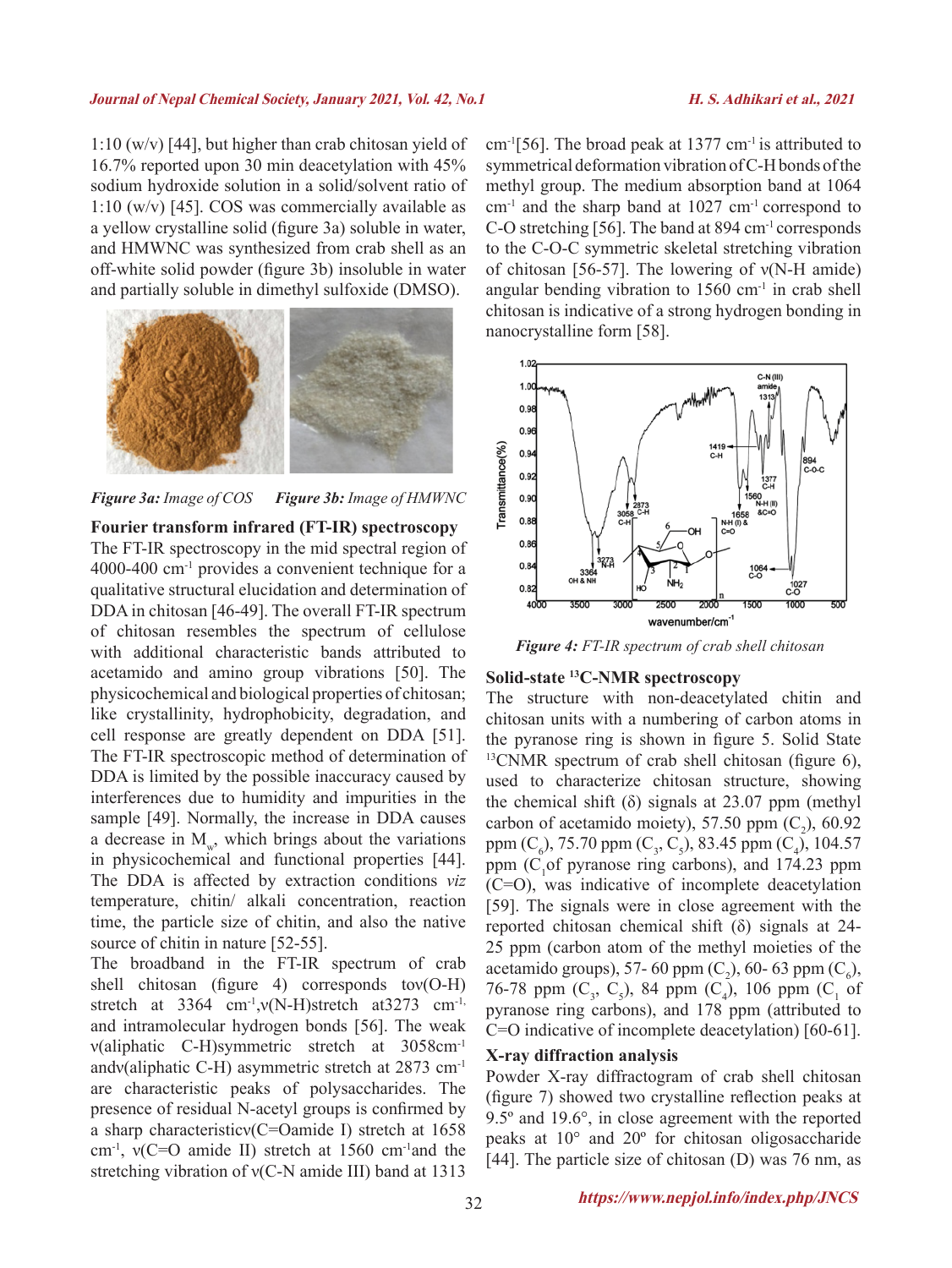1:10 (w/v) [44], but higher than crab chitosan yield of 16.7% reported upon 30 min deacetylation with 45% sodium hydroxide solution in a solid/solvent ratio of 1:10 (w/v) [45]. COS was commercially available as a yellow crystalline solid (figure 3a) soluble in water, and HMWNC was synthesized from crab shell as an off-white solid powder (figure 3b) insoluble in water and partially soluble in dimethyl sulfoxide (DMSO).

***Figure 3a:*** *Image of COS* ***Figure 3b:*** *Image of HMWNC*

**Fourier transform infrared (FT-IR) spectroscopy**

The FT-IR spectroscopy in the mid spectral region of 4000-400 $cm^{-1}$ provides a convenient technique for a qualitative structural elucidation and determination of DDA in chitosan [46-49]. The overall FT-IR spectrum of chitosan resembles the spectrum of cellulose with additional characteristic bands attributed to acetamido and amino group vibrations [50]. The physicochemical and biological properties of chitosan; like crystallinity, hydrophobicity, degradation, and cell response are greatly dependent on DDA [51]. The FT-IR spectroscopic method of determination of DDA is limited by the possible inaccuracy caused by interferences due to humidity and impurities in the sample [49]. Normally, the increase in DDA causes a decrease in $M_w$, which brings about the variations in physicochemical and functional properties [44]. The DDA is affected by extraction conditions *viz* temperature, chitin/ alkali concentration, reaction time, the particle size of chitin, and also the native source of chitin in nature [52-55].

The broadband in the FT-IR spectrum of crab shell chitosan (figure 4) corresponds tov(O-H) stretch at 3364 $cm^{-1}$,ν(N-H)stretch at3273 $cm^{-1}$, and intramolecular hydrogen bonds [56]. The weak ν(aliphatic C-H)symmetric stretch at 3058$cm^{-1}$ andν(aliphatic C-H) asymmetric stretch at 2873 $cm^{-1}$ are characteristic peaks of polysaccharides. The presence of residual N-acetyl groups is confirmed by a sharp characteristicν(C=Oamide I) stretch at 1658 $cm^{-1}$, ν(C=O amide II) stretch at 1560 $cm^{-1}$and the stretching vibration of ν(C-N amide III) band at 1313 $cm^{-1}$[56]. The broad peak at 1377 $cm^{-1}$ is attributed to symmetrical deformation vibration of C-H bonds of the methyl group. The medium absorption band at 1064 $cm^{-1}$ and the sharp band at 1027 $cm^{-1}$ correspond to C-O stretching [56]. The band at 894 $cm^{-1}$ corresponds to the C-O-C symmetric skeletal stretching vibration of chitosan [56-57]. The lowering of ν(N-H amide) angular bending vibration to 1560 $cm^{-1}$ in crab shell chitosan is indicative of a strong hydrogen bonding in nanocrystalline form [58].

***Figure 4:*** *FT-IR spectrum of crab shell chitosan*

**Solid-state $^{13}$C-NMR spectroscopy**

The structure with non-deacetylated chitin and chitosan units with a numbering of carbon atoms in the pyranose ring is shown in figure 5. Solid State $^{13}$CNMR spectrum of crab shell chitosan (figure 6), used to characterize chitosan structure, showing the chemical shift (δ) signals at 23.07 ppm (methyl carbon of acetamido moiety), 57.50 ppm ($C_2$), 60.92 ppm ($C_6$), 75.70 ppm ($C_3$, $C_5$), 83.45 ppm ($C_4$), 104.57 ppm ($C_1$of pyranose ring carbons), and 174.23 ppm (C=O), was indicative of incomplete deacetylation [59]. The signals were in close agreement with the reported chitosan chemical shift (δ) signals at 24-25 ppm (carbon atom of the methyl moieties of the acetamido groups), 57- 60 ppm ($C_2$), 60- 63 ppm ($C_6$), 76-78 ppm ($C_3$, $C_5$), 84 ppm ($C_4$), 106 ppm ($C_1$ of pyranose ring carbons), and 178 ppm (attributed to C=O indicative of incomplete deacetylation) [60-61].

**X-ray diffraction analysis**

Powder X-ray diffractogram of crab shell chitosan (figure 7) showed two crystalline reflection peaks at 9.5º and 19.6°, in close agreement with the reported peaks at 10° and 20º for chitosan oligosaccharide [44]. The particle size of chitosan (D) was 76 nm, as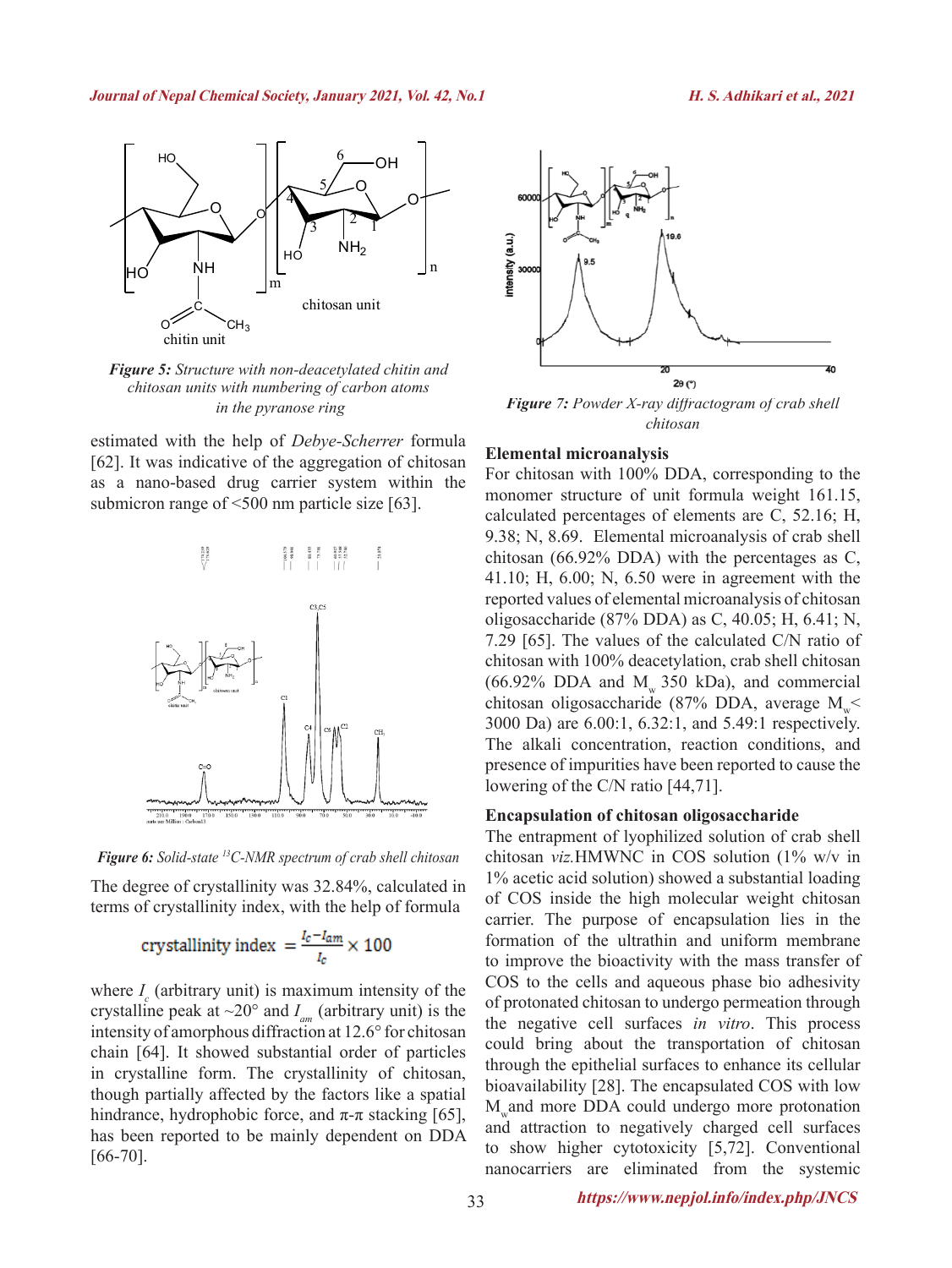*Figure 5: Structure with non-deacetylated chitin and chitosan units with numbering of carbon atoms in the pyranose ring*

estimated with the help of *Debye-Scherrer* formula [62]. It was indicative of the aggregation of chitosan as a nano-based drug carrier system within the submicron range of <500 nm particle size [63].

*Figure 6: Solid-state $^{13}$C-NMR spectrum of crab shell chitosan*

The degree of crystallinity was 32.84%, calculated in terms of crystallinity index, with the help of formula

$$\text{crystallinity index} = \frac{I_c - I_{am}}{I_c} \times 100$$

where $I_c$ (arbitrary unit) is maximum intensity of the crystalline peak at ~20° and $I_{am}$ (arbitrary unit) is the intensity of amorphous diffraction at 12.6° for chitosan chain [64]. It showed substantial order of particles in crystalline form. The crystallinity of chitosan, though partially affected by the factors like a spatial hindrance, hydrophobic force, and π-π stacking [65], has been reported to be mainly dependent on DDA [66-70].

*Figure 7: Powder X-ray diffractogram of crab shell chitosan*

### Elemental microanalysis

For chitosan with 100% DDA, corresponding to the monomer structure of unit formula weight 161.15, calculated percentages of elements are C, 52.16; H, 9.38; N, 8.69. Elemental microanalysis of crab shell chitosan (66.92% DDA) with the percentages as C, 41.10; H, 6.00; N, 6.50 were in agreement with the reported values of elemental microanalysis of chitosan oligosaccharide (87% DDA) as C, 40.05; H, 6.41; N, 7.29 [65]. The values of the calculated C/N ratio of chitosan with 100% deacetylation, crab shell chitosan (66.92% DDA and $M_w$ 350 kDa), and commercial chitosan oligosaccharide (87% DDA, average $M_w$< 3000 Da) are 6.00:1, 6.32:1, and 5.49:1 respectively. The alkali concentration, reaction conditions, and presence of impurities have been reported to cause the lowering of the C/N ratio [44,71].

### Encapsulation of chitosan oligosaccharide

The entrapment of lyophilized solution of crab shell chitosan *viz.*HMWNC in COS solution (1% w/v in 1% acetic acid solution) showed a substantial loading of COS inside the high molecular weight chitosan carrier. The purpose of encapsulation lies in the formation of the ultrathin and uniform membrane to improve the bioactivity with the mass transfer of COS to the cells and aqueous phase bio adhesivity of protonated chitosan to undergo permeation through the negative cell surfaces *in vitro*. This process could bring about the transportation of chitosan through the epithelial surfaces to enhance its cellular bioavailability [28]. The encapsulated COS with low $M_w$ and more DDA could undergo more protonation and attraction to negatively charged cell surfaces to show higher cytotoxicity [5,72]. Conventional nanocarriers are eliminated from the systemic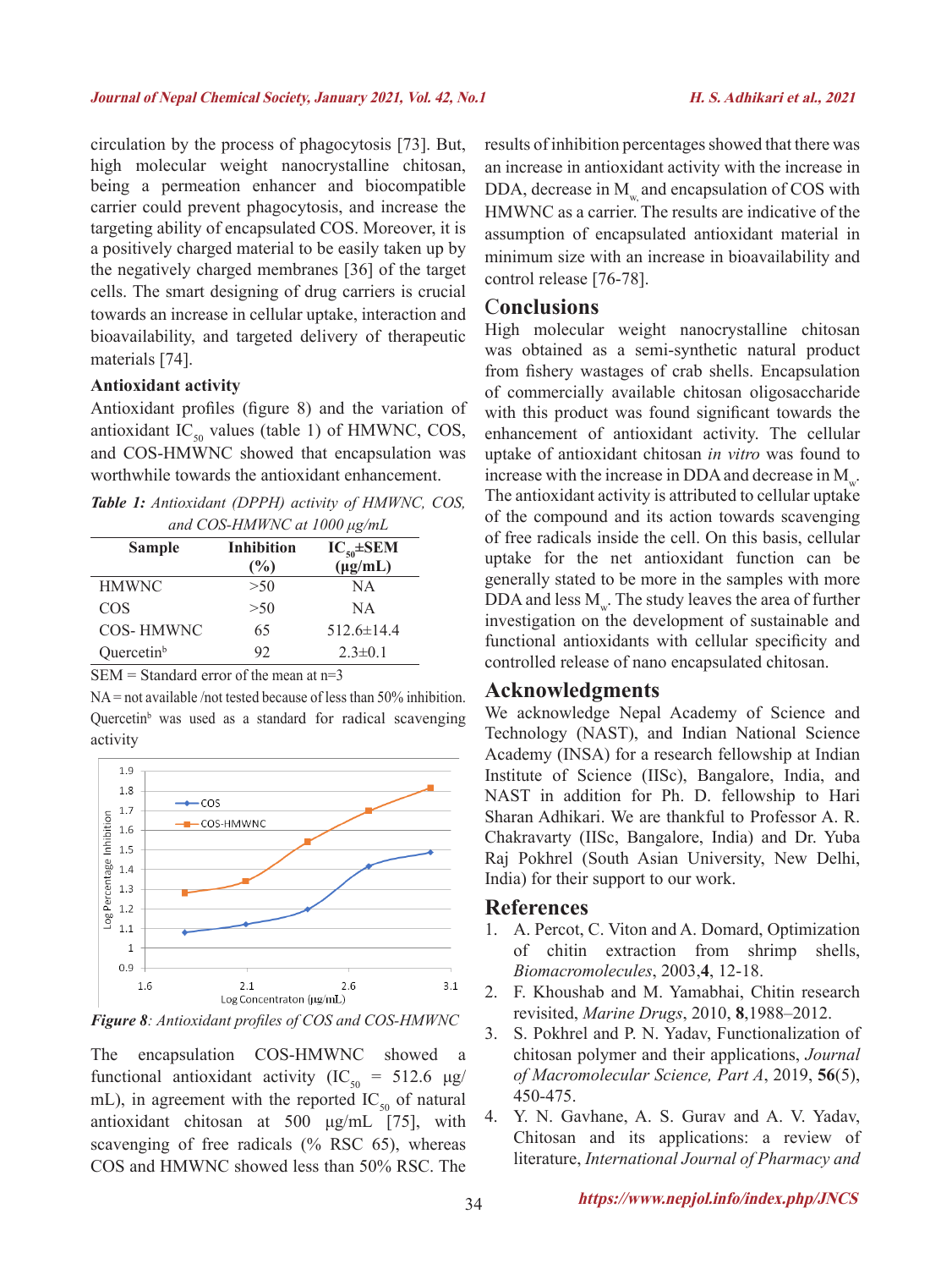circulation by the process of phagocytosis [73]. But, high molecular weight nanocrystalline chitosan, being a permeation enhancer and biocompatible carrier could prevent phagocytosis, and increase the targeting ability of encapsulated COS. Moreover, it is a positively charged material to be easily taken up by the negatively charged membranes [36] of the target cells. The smart designing of drug carriers is crucial towards an increase in cellular uptake, interaction and bioavailability, and targeted delivery of therapeutic materials [74].

### Antioxidant activity

Antioxidant profiles (figure 8) and the variation of antioxidant $IC_{50}$ values (table 1) of HMWNC, COS, and COS-HMWNC showed that encapsulation was worthwhile towards the antioxidant enhancement.

*Table 1: Antioxidant (DPPH) activity of HMWNC, COS, and COS-HMWNC at 1000 μg/mL*

| Sample | Inhibition (%) | $IC_{50}$±SEM (μg/mL) |
|---|---|---|
| HMWNC | >50 | NA |
| COS | >50 | NA |
| COS- HMWNC | 65 | 512.6±14.4 |
| Quercetin[b] | 92 | 2.3±0.1 |

SEM = Standard error of the mean at n=3

NA = not available /not tested because of less than 50% inhibition. Quercetin[b] was used as a standard for radical scavenging activity

*Figure 8: Antioxidant profiles of COS and COS-HMWNC*

The encapsulation COS-HMWNC showed a functional antioxidant activity ($IC_{50}$ = 512.6 μg/mL), in agreement with the reported $IC_{50}$ of natural antioxidant chitosan at 500 μg/mL [75], with scavenging of free radicals (% RSC 65), whereas COS and HMWNC showed less than 50% RSC. The results of inhibition percentages showed that there was an increase in antioxidant activity with the increase in DDA, decrease in $M_w$ and encapsulation of COS with HMWNC as a carrier. The results are indicative of the assumption of encapsulated antioxidant material in minimum size with an increase in bioavailability and control release [76-78].

## Conclusions

High molecular weight nanocrystalline chitosan was obtained as a semi-synthetic natural product from fishery wastages of crab shells. Encapsulation of commercially available chitosan oligosaccharide with this product was found significant towards the enhancement of antioxidant activity. The cellular uptake of antioxidant chitosan *in vitro* was found to increase with the increase in DDA and decrease in $M_w$. The antioxidant activity is attributed to cellular uptake of the compound and its action towards scavenging of free radicals inside the cell. On this basis, cellular uptake for the net antioxidant function can be generally stated to be more in the samples with more DDA and less $M_w$. The study leaves the area of further investigation on the development of sustainable and functional antioxidants with cellular specificity and controlled release of nano encapsulated chitosan.

## Acknowledgments

We acknowledge Nepal Academy of Science and Technology (NAST), and Indian National Science Academy (INSA) for a research fellowship at Indian Institute of Science (IISc), Bangalore, India, and NAST in addition for Ph. D. fellowship to Hari Sharan Adhikari. We are thankful to Professor A. R. Chakravarty (IISc, Bangalore, India) and Dr. Yuba Raj Pokhrel (South Asian University, New Delhi, India) for their support to our work.

## References

1. A. Percot, C. Viton and A. Domard, Optimization of chitin extraction from shrimp shells, *Biomacromolecules*, 2003, **4**, 12-18.
2. F. Khoushab and M. Yamabhai, Chitin research revisited, *Marine Drugs*, 2010, **8**, 1988–2012.
3. S. Pokhrel and P. N. Yadav, Functionalization of chitosan polymer and their applications, *Journal of Macromolecular Science, Part A*, 2019, **56**(5), 450-475.
4. Y. N. Gavhane, A. S. Gurav and A. V. Yadav, Chitosan and its applications: a review of literature, *International Journal of Pharmacy and*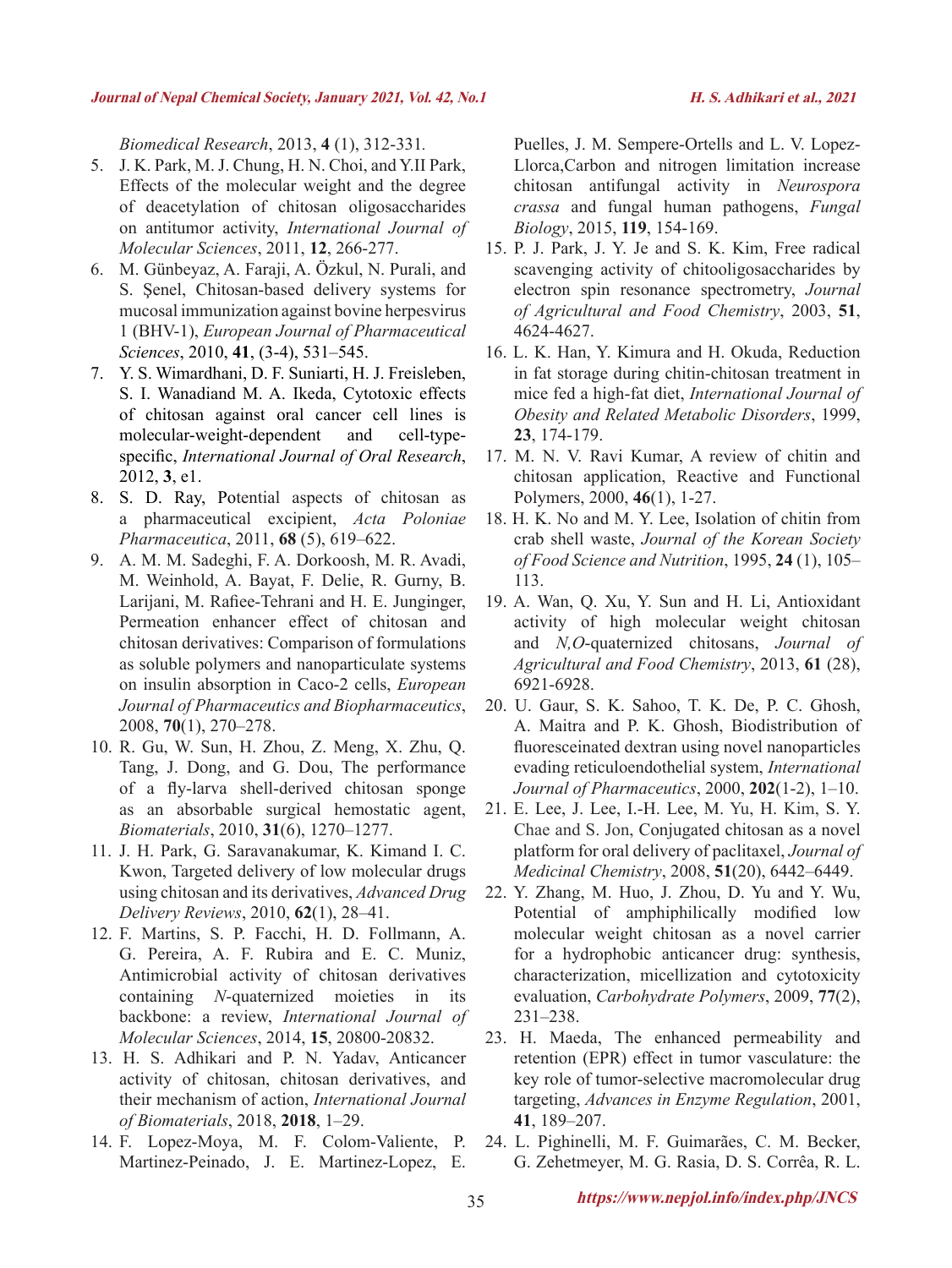*Biomedical Research*, 2013, **4** (1), 312-331.

5. J. K. Park, M. J. Chung, H. N. Choi, and Y.II Park, Effects of the molecular weight and the degree of deacetylation of chitosan oligosaccharides on antitumor activity, *International Journal of Molecular Sciences*, 2011, **12**, 266-277.
6. M. Günbeyaz, A. Faraji, A. Özkul, N. Purali, and S. Şenel, Chitosan-based delivery systems for mucosal immunization against bovine herpesvirus 1 (BHV-1), *European Journal of Pharmaceutical Sciences*, 2010, **41**, (3-4), 531–545.
7. Y. S. Wimardhani, D. F. Suniarti, H. J. Freisleben, S. I. Wanadiand M. A. Ikeda, Cytotoxic effects of chitosan against oral cancer cell lines is molecular-weight-dependent and cell-type-specific, *International Journal of Oral Research*, 2012, **3**, e1.
8. S. D. Ray, Potential aspects of chitosan as a pharmaceutical excipient, *Acta Poloniae Pharmaceutica*, 2011, **68** (5), 619–622.
9. A. M. M. Sadeghi, F. A. Dorkoosh, M. R. Avadi, M. Weinhold, A. Bayat, F. Delie, R. Gurny, B. Larijani, M. Rafiee-Tehrani and H. E. Junginger, Permeation enhancer effect of chitosan and chitosan derivatives: Comparison of formulations as soluble polymers and nanoparticulate systems on insulin absorption in Caco-2 cells, *European Journal of Pharmaceutics and Biopharmaceutics*, 2008, **70**(1), 270–278.
10. R. Gu, W. Sun, H. Zhou, Z. Meng, X. Zhu, Q. Tang, J. Dong, and G. Dou, The performance of a fly-larva shell-derived chitosan sponge as an absorbable surgical hemostatic agent, *Biomaterials*, 2010, **31**(6), 1270–1277.
11. J. H. Park, G. Saravanakumar, K. Kimand I. C. Kwon, Targeted delivery of low molecular drugs using chitosan and its derivatives, *Advanced Drug Delivery Reviews*, 2010, **62**(1), 28–41.
12. F. Martins, S. P. Facchi, H. D. Follmann, A. G. Pereira, A. F. Rubira and E. C. Muniz, Antimicrobial activity of chitosan derivatives containing *N*-quaternized moieties in its backbone: a review, *International Journal of Molecular Sciences*, 2014, **15**, 20800-20832.
13. H. S. Adhikari and P. N. Yadav, Anticancer activity of chitosan, chitosan derivatives, and their mechanism of action, *International Journal of Biomaterials*, 2018, **2018**, 1–29.
14. F. Lopez-Moya, M. F. Colom-Valiente, P. Martinez-Peinado, J. E. Martinez-Lopez, E. Puelles, J. M. Sempere-Ortells and L. V. Lopez-Llorca,Carbon and nitrogen limitation increase chitosan antifungal activity in *Neurospora crassa* and fungal human pathogens, *Fungal Biology*, 2015, **119**, 154-169.
15. P. J. Park, J. Y. Je and S. K. Kim, Free radical scavenging activity of chitooligosaccharides by electron spin resonance spectrometry, *Journal of Agricultural and Food Chemistry*, 2003, **51**, 4624-4627.
16. L. K. Han, Y. Kimura and H. Okuda, Reduction in fat storage during chitin-chitosan treatment in mice fed a high-fat diet, *International Journal of Obesity and Related Metabolic Disorders*, 1999, **23**, 174-179.
17. M. N. V. Ravi Kumar, A review of chitin and chitosan application, Reactive and Functional Polymers, 2000, **46**(1), 1-27.
18. H. K. No and M. Y. Lee, Isolation of chitin from crab shell waste, *Journal of the Korean Society of Food Science and Nutrition*, 1995, **24** (1), 105–113.
19. A. Wan, Q. Xu, Y. Sun and H. Li, Antioxidant activity of high molecular weight chitosan and *N,O*-quaternized chitosans, *Journal of Agricultural and Food Chemistry*, 2013, **61** (28), 6921-6928.
20. U. Gaur, S. K. Sahoo, T. K. De, P. C. Ghosh, A. Maitra and P. K. Ghosh, Biodistribution of fluoresceinated dextran using novel nanoparticles evading reticuloendothelial system, *International Journal of Pharmaceutics*, 2000, **202**(1-2), 1–10.
21. E. Lee, J. Lee, I.-H. Lee, M. Yu, H. Kim, S. Y. Chae and S. Jon, Conjugated chitosan as a novel platform for oral delivery of paclitaxel, *Journal of Medicinal Chemistry*, 2008, **51**(20), 6442–6449.
22. Y. Zhang, M. Huo, J. Zhou, D. Yu and Y. Wu, Potential of amphiphilically modified low molecular weight chitosan as a novel carrier for a hydrophobic anticancer drug: synthesis, characterization, micellization and cytotoxicity evaluation, *Carbohydrate Polymers*, 2009, **77**(2), 231–238.
23. H. Maeda, The enhanced permeability and retention (EPR) effect in tumor vasculature: the key role of tumor-selective macromolecular drug targeting, *Advances in Enzyme Regulation*, 2001, **41**, 189–207.
24. L. Pighinelli, M. F. Guimarães, C. M. Becker, G. Zehetmeyer, M. G. Rasia, D. S. Corrêa, R. L.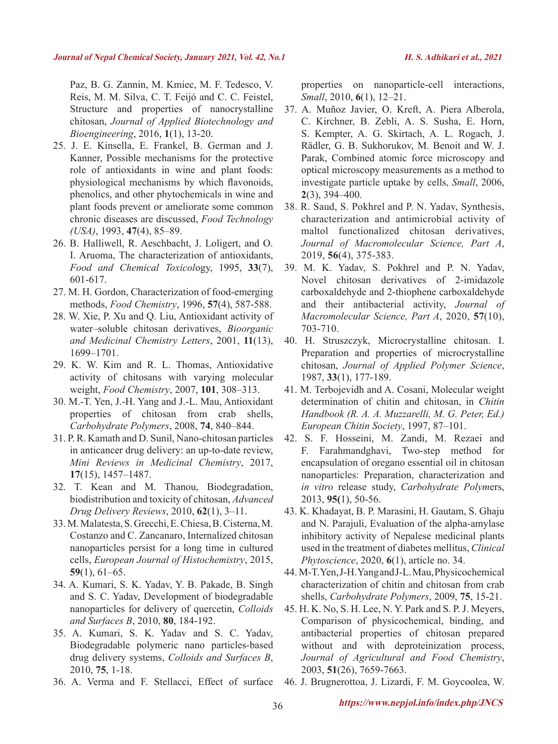Paz, B. G. Zannin, M. Kmiec, M. F. Tedesco, V. Reis, M. M. Silva, C. T. Feijó and C. C. Feistel, Structure and properties of nanocrystalline chitosan, *Journal of Applied Biotechnology and Bioengineering*, 2016, **1**(1), 13-20.

25. J. E. Kinsella, E. Frankel, B. German and J. Kanner, Possible mechanisms for the protective role of antioxidants in wine and plant foods: physiological mechanisms by which flavonoids, phenolics, and other phytochemicals in wine and plant foods prevent or ameliorate some common chronic diseases are discussed, *Food Technology (USA)*, 1993, **47**(4), 85–89.
26. B. Halliwell, R. Aeschbacht, J. Loligert, and O. I. Aruoma, The characterization of antioxidants, *Food and Chemical Toxicol*ogy, 1995, **33**(7), 601-617.
27. M. H. Gordon, Characterization of food-emerging methods, *Food Chemistry*, 1996, **57**(4), 587-588.
28. W. Xie, P. Xu and Q. Liu, Antioxidant activity of water–soluble chitosan derivatives, *Bioorganic and Medicinal Chemistry Letters*, 2001, **11**(13), 1699–1701.
29. K. W. Kim and R. L. Thomas, Antioxidative activity of chitosans with varying molecular weight, *Food Chemistry*, 2007, **101**, 308–313.
30. M.-T. Yen, J.-H. Yang and J.-L. Mau, Antioxidant properties of chitosan from crab shells, *Carbohydrate Polymers*, 2008, **74**, 840–844.
31. P. R. Kamath and D. Sunil, Nano-chitosan particles in anticancer drug delivery: an up-to-date review, *Mini Reviews in Medicinal Chemistry*, 2017, **17**(15), 1457–1487.
32. T. Kean and M. Thanou, Biodegradation, biodistribution and toxicity of chitosan, *Advanced Drug Delivery Reviews*, 2010, **62**(1), 3–11.
33. M. Malatesta, S. Grecchi, E. Chiesa, B. Cisterna, M. Costanzo and C. Zancanaro, Internalized chitosan nanoparticles persist for a long time in cultured cells, *European Journal of Histochemistry*, 2015, **59**(1), 61–65.
34. A. Kumari, S. K. Yadav, Y. B. Pakade, B. Singh and S. C. Yadav, Development of biodegradable nanoparticles for delivery of quercetin, *Colloids and Surfaces B*, 2010, **80**, 184-192.
35. A. Kumari, S. K. Yadav and S. C. Yadav, Biodegradable polymeric nano particles-based drug delivery systems, *Colloids and Surfaces B*, 2010, **75**, 1-18.
36. A. Verma and F. Stellacci, Effect of surface properties on nanoparticle-cell interactions, *Small*, 2010, **6**(1), 12–21.
37. A. Muñoz Javier, O. Kreft, A. Piera Alberola, C. Kirchner, B. Zebli, A. S. Susha, E. Horn, S. Kempter, A. G. Skirtach, A. L. Rogach, J. Rädler, G. B. Sukhorukov, M. Benoit and W. J. Parak, Combined atomic force microscopy and optical microscopy measurements as a method to investigate particle uptake by cells, *Small*, 2006, **2**(3), 394–400.
38. R. Saud, S. Pokhrel and P. N. Yadav, Synthesis, characterization and antimicrobial activity of maltol functionalized chitosan derivatives, *Journal of Macromolecular Science, Part A*, 2019, **56**(4), 375-383.
39. M. K. Yadav, S. Pokhrel and P. N. Yadav, Novel chitosan derivatives of 2-imidazole carboxaldehyde and 2-thiophene carboxaldehyde and their antibacterial activity, *Journal of Macromolecular Science, Part A*, 2020, **57**(10), 703-710.
40. H. Struszczyk, Microcrystalline chitosan. I. Preparation and properties of microcrystalline chitosan, *Journal of Applied Polymer Science*, 1987, **33**(1), 177-189.
41. M. Terbojevidh and A. Cosani, Molecular weight determination of chitin and chitosan, in *Chitin Handbook (R. A. A. Muzzarelli, M. G. Peter, Ed.) European Chitin Society*, 1997, 87–101.
42. S. F. Hosseini, M. Zandi, M. Rezaei and F. Farahmandghavi, Two-step method for encapsulation of oregano essential oil in chitosan nanoparticles: Preparation, characterization and *in vitro* release study, *Carbohydrate Polym*ers, 2013, **95(**1), 50-56.
43. K. Khadayat, B. P. Marasini, H. Gautam, S. Ghaju and N. Parajuli, Evaluation of the alpha-amylase inhibitory activity of Nepalese medicinal plants used in the treatment of diabetes mellitus, *Clinical Phytoscience*, 2020, **6**(1), article no. 34.
44. M-T. Yen, J-H. Yang and J-L. Mau, Physicochemical characterization of chitin and chitosan from crab shells, *Carbohydrate Polymers*, 2009, **75**, 15-21.
45. H. K. No, S. H. Lee, N. Y. Park and S. P. J. Meyers, Comparison of physicochemical, binding, and antibacterial properties of chitosan prepared without and with deproteinization process, *Journal of Agricultural and Food Chemistry*, 2003, **51**(26), 7659-7663.
46. J. Brugnerottoa, J. Lizardi, F. M. Goycoolea, W.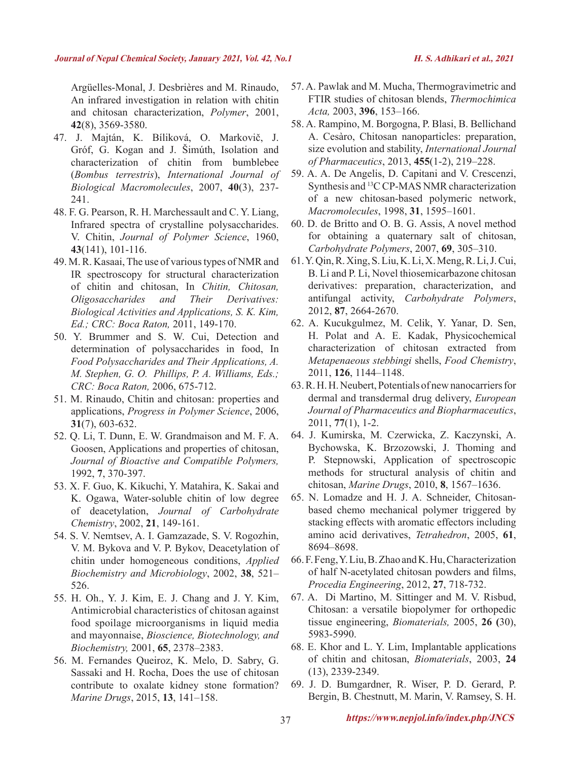Argüelles-Monal, J. Desbrières and M. Rinaudo, An infrared investigation in relation with chitin and chitosan characterization, *Polymer*, 2001, **42**(8), 3569-3580.

47. J. Majtán, K. Bíliková, O. Markovič, J. Gróf, G. Kogan and J. Šimúth, Isolation and characterization of chitin from bumblebee (*Bombus terrestris*), *International Journal of Biological Macromolecules*, 2007, **40**(3), 237-241.

48. F. G. Pearson, R. H. Marchessault and C. Y. Liang, Infrared spectra of crystalline polysaccharides. V. Chitin, *Journal of Polymer Science*, 1960, **43**(141), 101-116.

49. M. R. Kasaai, The use of various types of NMR and IR spectroscopy for structural characterization of chitin and chitosan, In *Chitin, Chitosan, Oligosaccharides and Their Derivatives: Biological Activities and Applications, S. K. Kim, Ed.; CRC: Boca Raton,* 2011, 149-170.

50. Y. Brummer and S. W. Cui, Detection and determination of polysaccharides in food, In *Food Polysaccharides and Their Applications, A. M. Stephen, G. O. Phillips, P. A. Williams, Eds.; CRC: Boca Raton,* 2006, 675-712.

51. M. Rinaudo, Chitin and chitosan: properties and applications, *Progress in Polymer Science*, 2006, **31**(7), 603-632.

52. Q. Li, T. Dunn, E. W. Grandmaison and M. F. A. Goosen, Applications and properties of chitosan, *Journal of Bioactive and Compatible Polymers,* 1992, **7**, 370-397.

53. X. F. Guo, K. Kikuchi, Y. Matahira, K. Sakai and K. Ogawa, Water-soluble chitin of low degree of deacetylation, *Journal of Carbohydrate Chemistry*, 2002, **21**, 149-161.

54. S. V. Nemtsev, A. I. Gamzazade, S. V. Rogozhin, V. M. Bykova and V. P. Bykov, Deacetylation of chitin under homogeneous conditions, *Applied Biochemistry and Microbiology*, 2002, **38**, 521–526.

55. H. Oh., Y. J. Kim, E. J. Chang and J. Y. Kim, Antimicrobial characteristics of chitosan against food spoilage microorganisms in liquid media and mayonnaise, *Bioscience, Biotechnology, and Biochemistry,* 2001, **65**, 2378–2383.

56. M. Fernandes Queiroz, K. Melo, D. Sabry, G. Sassaki and H. Rocha, Does the use of chitosan contribute to oxalate kidney stone formation? *Marine Drugs*, 2015, **13**, 141–158.

57. A. Pawlak and M. Mucha, Thermogravimetric and FTIR studies of chitosan blends, *Thermochimica Acta,* 2003, **396**, 153–166.

58. A. Rampino, M. Borgogna, P. Blasi, B. Bellichand A. Cesàro, Chitosan nanoparticles: preparation, size evolution and stability, *International Journal of Pharmaceutics*, 2013, **455**(1-2), 219–228.

59. A. A. De Angelis, D. Capitani and V. Crescenzi, Synthesis and $^{13}C$ CP-MAS NMR characterization of a new chitosan-based polymeric network, *Macromolecules*, 1998, **31**, 1595–1601.

60. D. de Britto and O. B. G. Assis, A novel method for obtaining a quaternary salt of chitosan, *Carbohydrate Polymers*, 2007, **69**, 305–310.

61. Y. Qin, R. Xing, S. Liu, K. Li, X. Meng, R. Li, J. Cui, B. Li and P. Li, Novel thiosemicarbazone chitosan derivatives: preparation, characterization, and antifungal activity, *Carbohydrate Polymers*, 2012, **87**, 2664-2670.

62. A. Kucukgulmez, M. Celik, Y. Yanar, D. Sen, H. Polat and A. E. Kadak, Physicochemical characterization of chitosan extracted from *Metapenaeous stebbingi* shells, *Food Chemistry*, 2011, **126**, 1144–1148.

63. R. H. H. Neubert, Potentials of new nanocarriers for dermal and transdermal drug delivery, *European Journal of Pharmaceutics and Biopharmaceutics*, 2011, **77**(1), 1-2.

64. J. Kumirska, M. Czerwicka, Z. Kaczynski, A. Bychowska, K. Brzozowski, J. Thoming and P. Stepnowski, Application of spectroscopic methods for structural analysis of chitin and chitosan, *Marine Drugs*, 2010, **8**, 1567–1636.

65. N. Lomadze and H. J. A. Schneider, Chitosan-based chemo mechanical polymer triggered by stacking effects with aromatic effectors including amino acid derivatives, *Tetrahedron*, 2005, **61**, 8694–8698.

66. F. Feng, Y. Liu, B. Zhao and K. Hu, Characterization of half N-acetylated chitosan powders and films, *Procedia Engineering*, 2012, **27**, 718-732.

67. A. Di Martino, M. Sittinger and M. V. Risbud, Chitosan: a versatile biopolymer for orthopedic tissue engineering, *Biomaterials,* 2005, **26** (30), 5983-5990.

68. E. Khor and L. Y. Lim, Implantable applications of chitin and chitosan, *Biomaterials*, 2003, **24** (13), 2339-2349.

69. J. D. Bumgardner, R. Wiser, P. D. Gerard, P. Bergin, B. Chestnutt, M. Marin, V. Ramsey, S. H.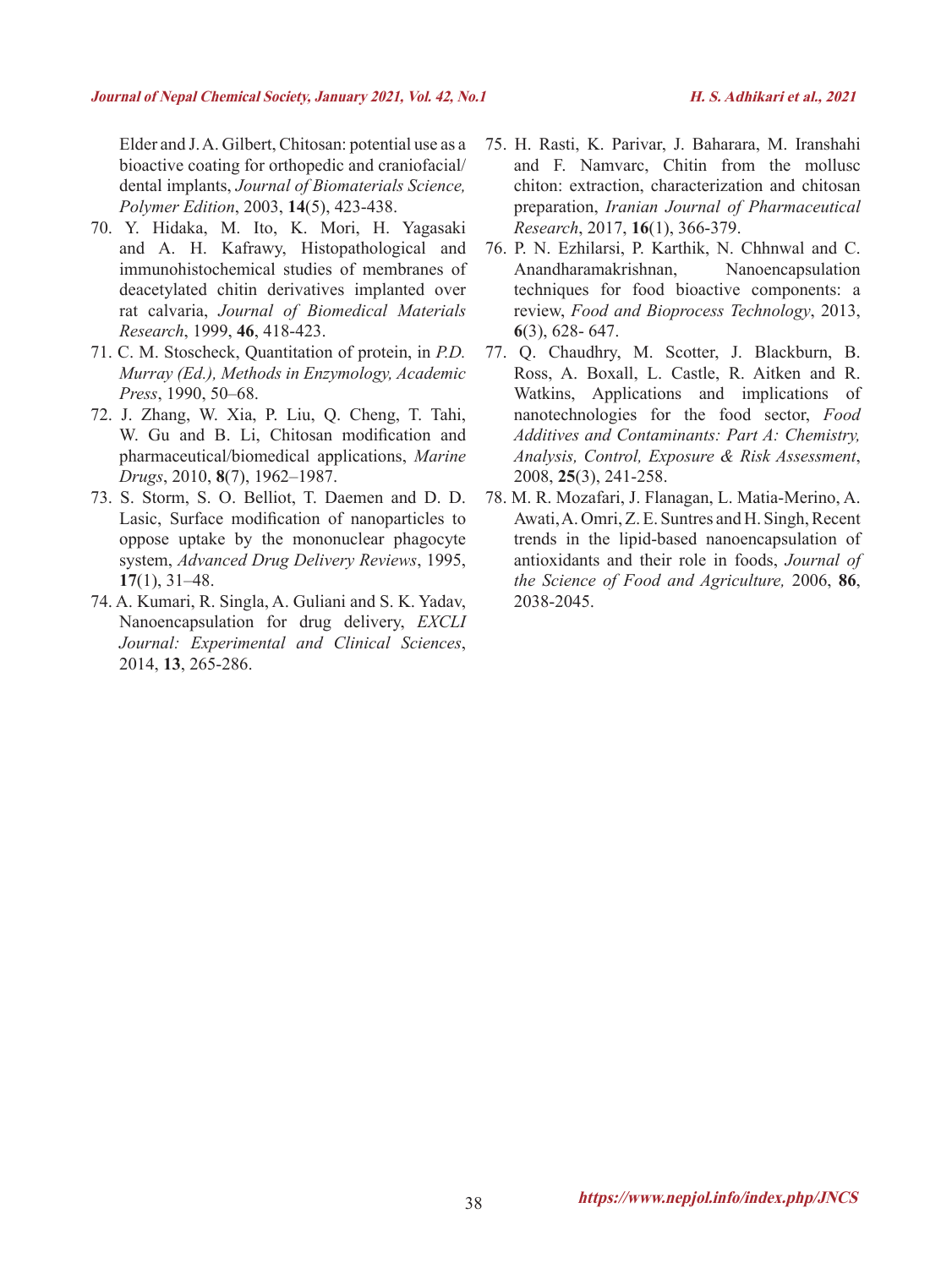Elder and J. A. Gilbert, Chitosan: potential use as a bioactive coating for orthopedic and craniofacial/dental implants, *Journal of Biomaterials Science, Polymer Edition*, 2003, **14**(5), 423-438.

70. Y. Hidaka, M. Ito, K. Mori, H. Yagasaki and A. H. Kafrawy, Histopathological and immunohistochemical studies of membranes of deacetylated chitin derivatives implanted over rat calvaria, *Journal of Biomedical Materials Research*, 1999, **46**, 418-423.
71. C. M. Stoscheck, Quantitation of protein, in *P.D. Murray (Ed.), Methods in Enzymology, Academic Press*, 1990, 50–68.
72. J. Zhang, W. Xia, P. Liu, Q. Cheng, T. Tahi, W. Gu and B. Li, Chitosan modification and pharmaceutical/biomedical applications, *Marine Drugs*, 2010, **8**(7), 1962–1987.
73. S. Storm, S. O. Belliot, T. Daemen and D. D. Lasic, Surface modification of nanoparticles to oppose uptake by the mononuclear phagocyte system, *Advanced Drug Delivery Reviews*, 1995, **17**(1), 31–48.
74. A. Kumari, R. Singla, A. Guliani and S. K. Yadav, Nanoencapsulation for drug delivery, *EXCLI Journal: Experimental and Clinical Sciences*, 2014, **13**, 265-286.
75. H. Rasti, K. Parivar, J. Baharara, M. Iranshahi and F. Namvarc, Chitin from the mollusc chiton: extraction, characterization and chitosan preparation, *Iranian Journal of Pharmaceutical Research*, 2017, **16**(1), 366-379.
76. P. N. Ezhilarsi, P. Karthik, N. Chhnwal and C. Anandharamakrishnan, Nanoencapsulation techniques for food bioactive components: a review, *Food and Bioprocess Technology*, 2013, **6**(3), 628- 647.
77. Q. Chaudhry, M. Scotter, J. Blackburn, B. Ross, A. Boxall, L. Castle, R. Aitken and R. Watkins, Applications and implications of nanotechnologies for the food sector, *Food Additives and Contaminants: Part A: Chemistry, Analysis, Control, Exposure & Risk Assessment*, 2008, **25**(3), 241-258.
78. M. R. Mozafari, J. Flanagan, L. Matia-Merino, A. Awati, A. Omri, Z. E. Suntres and H. Singh, Recent trends in the lipid-based nanoencapsulation of antioxidants and their role in foods, *Journal of the Science of Food and Agriculture,* 2006, **86**, 2038-2045.